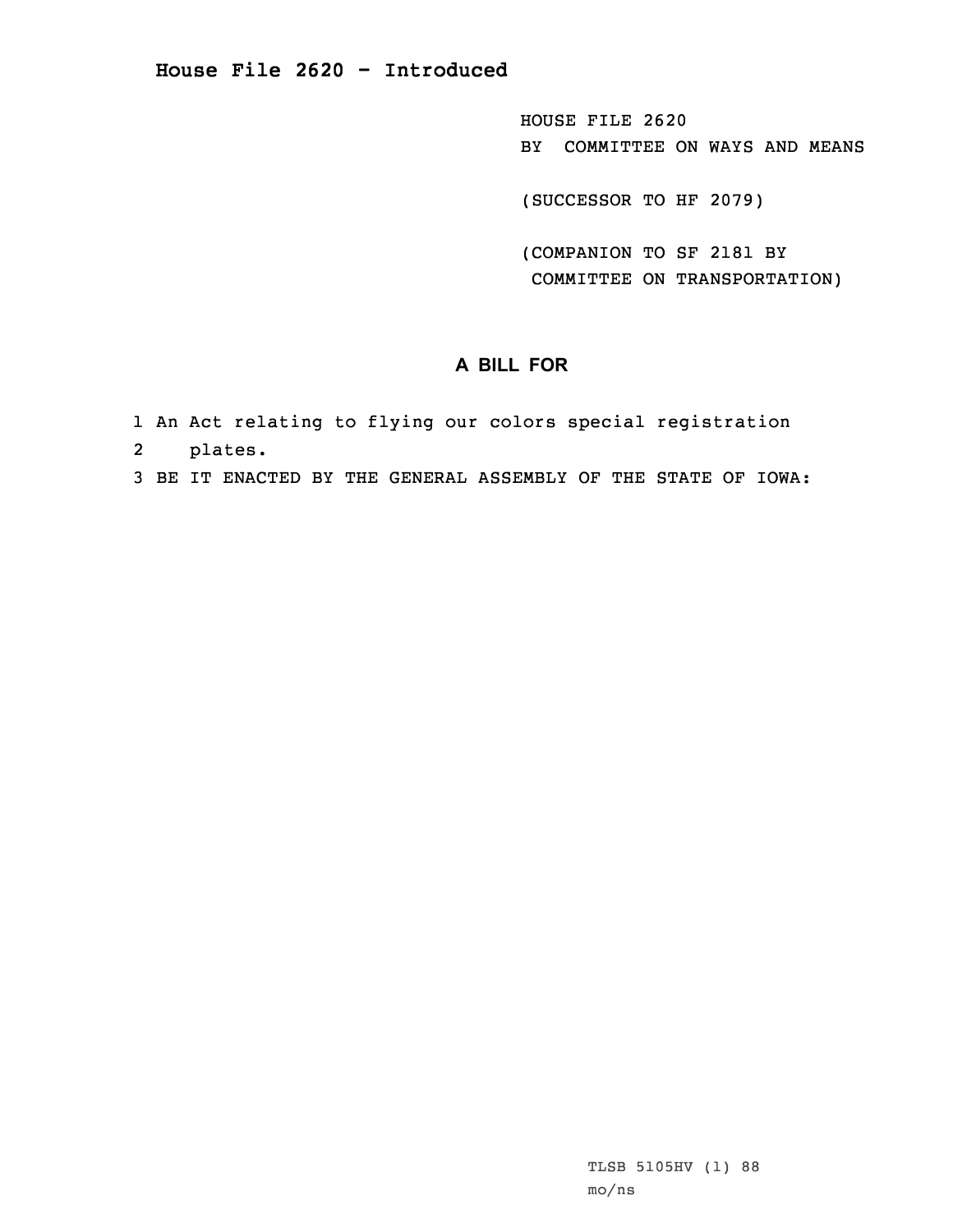# House File 2620 - Introduced

HOUSE FILE 2620
BY COMMITTEE ON WAYS AND MEANS

(SUCCESSOR TO HF 2079)

(COMPANION TO SF 2181 BY COMMITTEE ON TRANSPORTATION)

## A BILL FOR

1 An Act relating to flying our colors special registration
2 plates.
3 BE IT ENACTED BY THE GENERAL ASSEMBLY OF THE STATE OF IOWA:

TLSB 5105HV (1) 88
mo/ns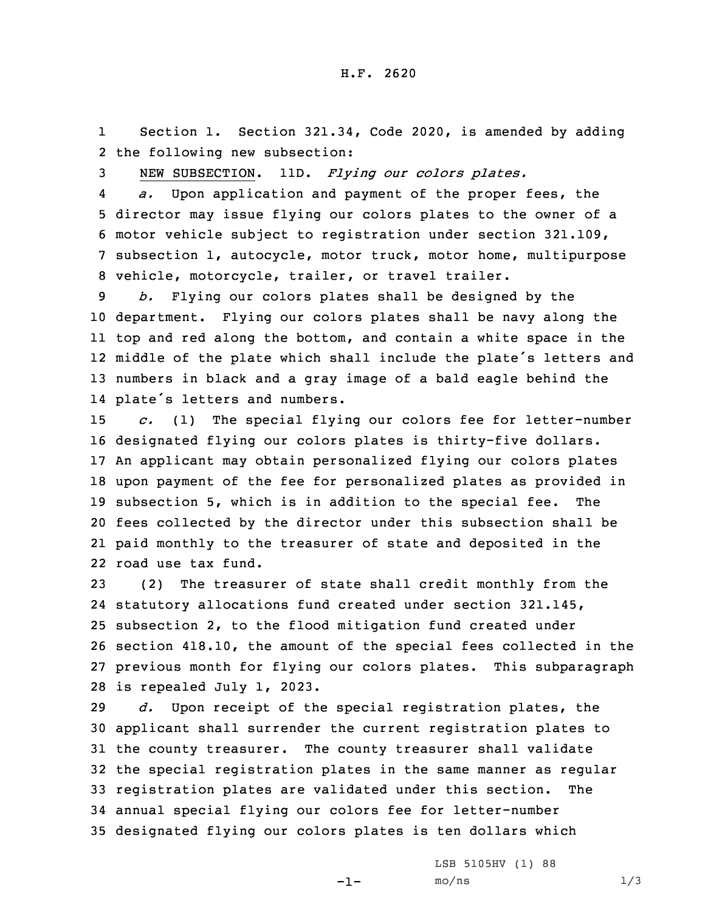H.F. 2620

1 Section 1. Section 321.34, Code 2020, is amended by adding
2 the following new subsection:

3 NEW SUBSECTION. 11D. *Flying our colors plates.*

4 *a.* Upon application and payment of the proper fees, the
5 director may issue flying our colors plates to the owner of a
6 motor vehicle subject to registration under section 321.109,
7 subsection 1, autocycle, motor truck, motor home, multipurpose
8 vehicle, motorcycle, trailer, or travel trailer.

9 *b.* Flying our colors plates shall be designed by the
10 department. Flying our colors plates shall be navy along the
11 top and red along the bottom, and contain a white space in the
12 middle of the plate which shall include the plate's letters and
13 numbers in black and a gray image of a bald eagle behind the
14 plate's letters and numbers.

15 *c.* (1) The special flying our colors fee for letter-number
16 designated flying our colors plates is thirty-five dollars.
17 An applicant may obtain personalized flying our colors plates
18 upon payment of the fee for personalized plates as provided in
19 subsection 5, which is in addition to the special fee. The
20 fees collected by the director under this subsection shall be
21 paid monthly to the treasurer of state and deposited in the
22 road use tax fund.

23 (2) The treasurer of state shall credit monthly from the
24 statutory allocations fund created under section 321.145,
25 subsection 2, to the flood mitigation fund created under
26 section 418.10, the amount of the special fees collected in the
27 previous month for flying our colors plates. This subparagraph
28 is repealed July 1, 2023.

29 *d.* Upon receipt of the special registration plates, the
30 applicant shall surrender the current registration plates to
31 the county treasurer. The county treasurer shall validate
32 the special registration plates in the same manner as regular
33 registration plates are validated under this section. The
34 annual special flying our colors fee for letter-number
35 designated flying our colors plates is ten dollars which

LSB 5105HV (1) 88
mo/ns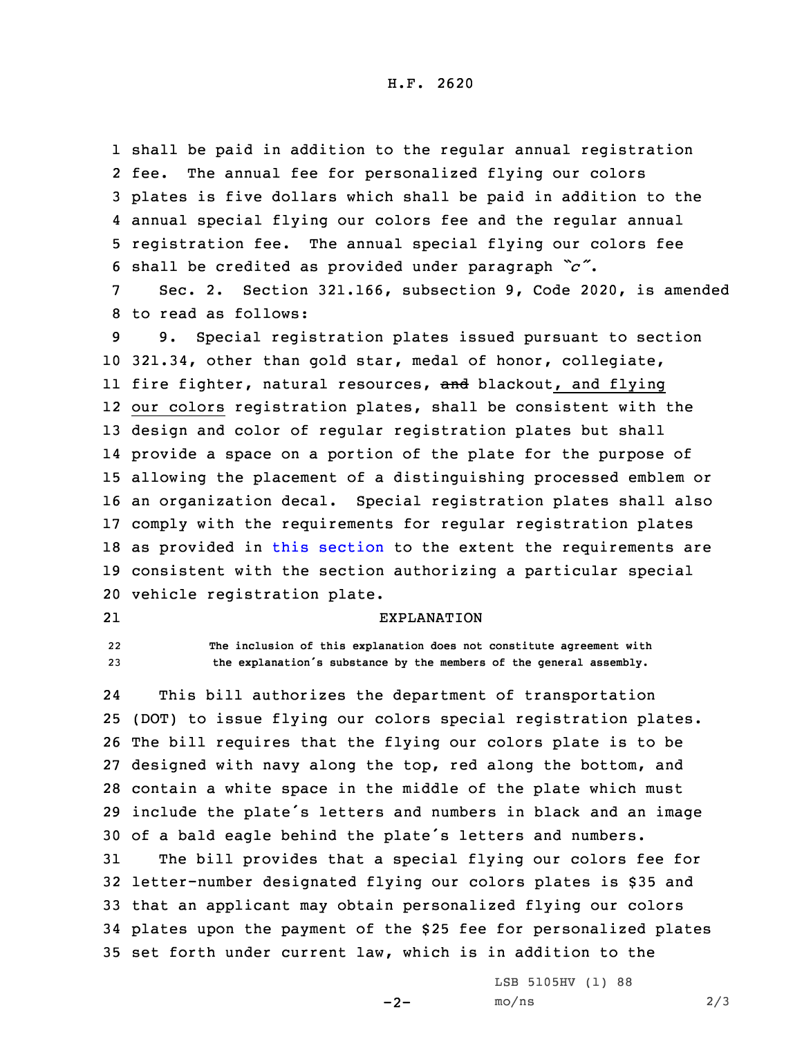shall be paid in addition to the regular annual registration fee. The annual fee for personalized flying our colors plates is five dollars which shall be paid in addition to the annual special flying our colors fee and the regular annual registration fee. The annual special flying our colors fee shall be credited as provided under paragraph *"c"*.

Sec. 2. Section 321.166, subsection 9, Code 2020, is amended to read as follows:

9. Special registration plates issued pursuant to section 321.34, other than gold star, medal of honor, collegiate, fire fighter, natural resources, ~~and~~ blackout, and flying our colors registration plates, shall be consistent with the design and color of regular registration plates but shall provide a space on a portion of the plate for the purpose of allowing the placement of a distinguishing processed emblem or an organization decal. Special registration plates shall also comply with the requirements for regular registration plates as provided in this section to the extent the requirements are consistent with the section authorizing a particular special vehicle registration plate.

EXPLANATION

The inclusion of this explanation does not constitute agreement with the explanation's substance by the members of the general assembly.

This bill authorizes the department of transportation (DOT) to issue flying our colors special registration plates. The bill requires that the flying our colors plate is to be designed with navy along the top, red along the bottom, and contain a white space in the middle of the plate which must include the plate's letters and numbers in black and an image of a bald eagle behind the plate's letters and numbers.

The bill provides that a special flying our colors fee for letter-number designated flying our colors plates is $35 and that an applicant may obtain personalized flying our colors plates upon the payment of the $25 fee for personalized plates set forth under current law, which is in addition to the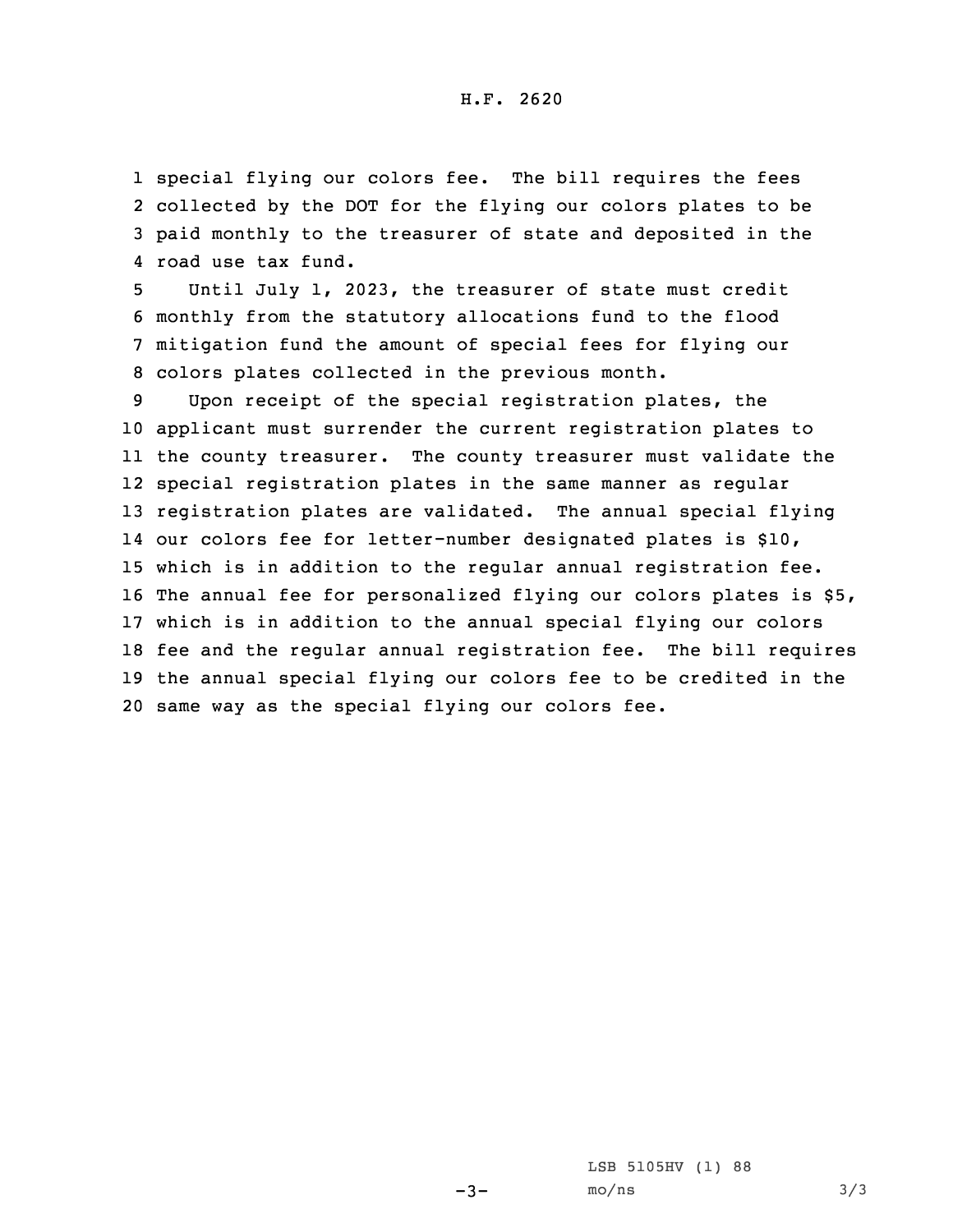special flying our colors fee. The bill requires the fees collected by the DOT for the flying our colors plates to be paid monthly to the treasurer of state and deposited in the road use tax fund.

Until July 1, 2023, the treasurer of state must credit monthly from the statutory allocations fund to the flood mitigation fund the amount of special fees for flying our colors plates collected in the previous month.

Upon receipt of the special registration plates, the applicant must surrender the current registration plates to the county treasurer. The county treasurer must validate the special registration plates in the same manner as regular registration plates are validated. The annual special flying our colors fee for letter-number designated plates is $10, which is in addition to the regular annual registration fee. The annual fee for personalized flying our colors plates is $5, which is in addition to the annual special flying our colors fee and the regular annual registration fee. The bill requires the annual special flying our colors fee to be credited in the same way as the special flying our colors fee.

LSB 5105HV (1) 88
mo/ns